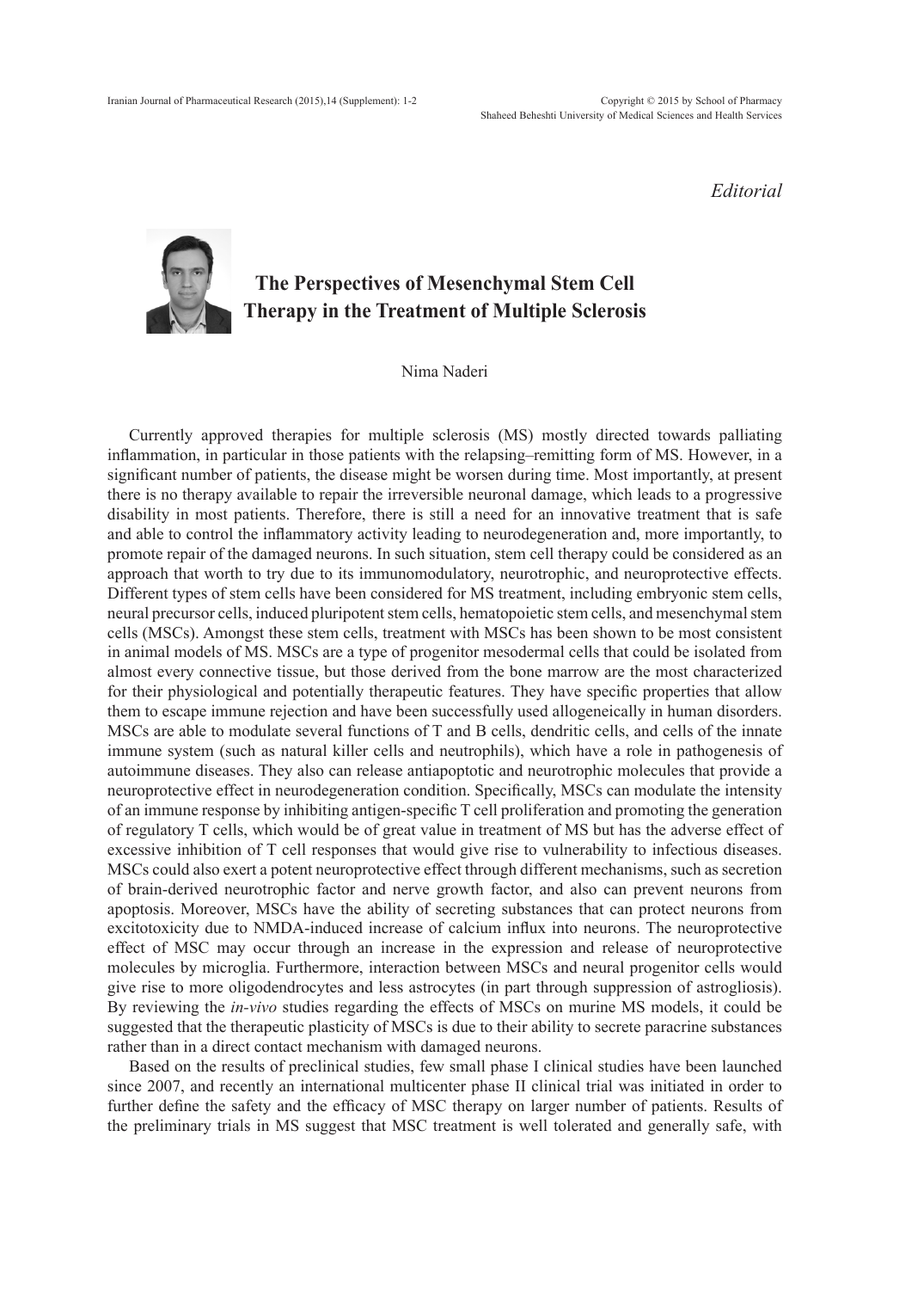*Editorial*

# The Perspectives of Mesenchymal Stem Cell Therapy in the Treatment of Multiple Sclerosis

Nima Naderi

Currently approved therapies for multiple sclerosis (MS) mostly directed towards palliating inflammation, in particular in those patients with the relapsing–remitting form of MS. However, in a significant number of patients, the disease might be worsen during time. Most importantly, at present there is no therapy available to repair the irreversible neuronal damage, which leads to a progressive disability in most patients. Therefore, there is still a need for an innovative treatment that is safe and able to control the inflammatory activity leading to neurodegeneration and, more importantly, to promote repair of the damaged neurons. In such situation, stem cell therapy could be considered as an approach that worth to try due to its immunomodulatory, neurotrophic, and neuroprotective effects. Different types of stem cells have been considered for MS treatment, including embryonic stem cells, neural precursor cells, induced pluripotent stem cells, hematopoietic stem cells, and mesenchymal stem cells (MSCs). Amongst these stem cells, treatment with MSCs has been shown to be most consistent in animal models of MS. MSCs are a type of progenitor mesodermal cells that could be isolated from almost every connective tissue, but those derived from the bone marrow are the most characterized for their physiological and potentially therapeutic features. They have specific properties that allow them to escape immune rejection and have been successfully used allogeneically in human disorders. MSCs are able to modulate several functions of T and B cells, dendritic cells, and cells of the innate immune system (such as natural killer cells and neutrophils), which have a role in pathogenesis of autoimmune diseases. They also can release antiapoptotic and neurotrophic molecules that provide a neuroprotective effect in neurodegeneration condition. Specifically, MSCs can modulate the intensity of an immune response by inhibiting antigen-specific T cell proliferation and promoting the generation of regulatory T cells, which would be of great value in treatment of MS but has the adverse effect of excessive inhibition of T cell responses that would give rise to vulnerability to infectious diseases. MSCs could also exert a potent neuroprotective effect through different mechanisms, such as secretion of brain-derived neurotrophic factor and nerve growth factor, and also can prevent neurons from apoptosis. Moreover, MSCs have the ability of secreting substances that can protect neurons from excitotoxicity due to NMDA-induced increase of calcium influx into neurons. The neuroprotective effect of MSC may occur through an increase in the expression and release of neuroprotective molecules by microglia. Furthermore, interaction between MSCs and neural progenitor cells would give rise to more oligodendrocytes and less astrocytes (in part through suppression of astrogliosis). By reviewing the *in-vivo* studies regarding the effects of MSCs on murine MS models, it could be suggested that the therapeutic plasticity of MSCs is due to their ability to secrete paracrine substances rather than in a direct contact mechanism with damaged neurons.

Based on the results of preclinical studies, few small phase I clinical studies have been launched since 2007, and recently an international multicenter phase II clinical trial was initiated in order to further define the safety and the efficacy of MSC therapy on larger number of patients. Results of the preliminary trials in MS suggest that MSC treatment is well tolerated and generally safe, with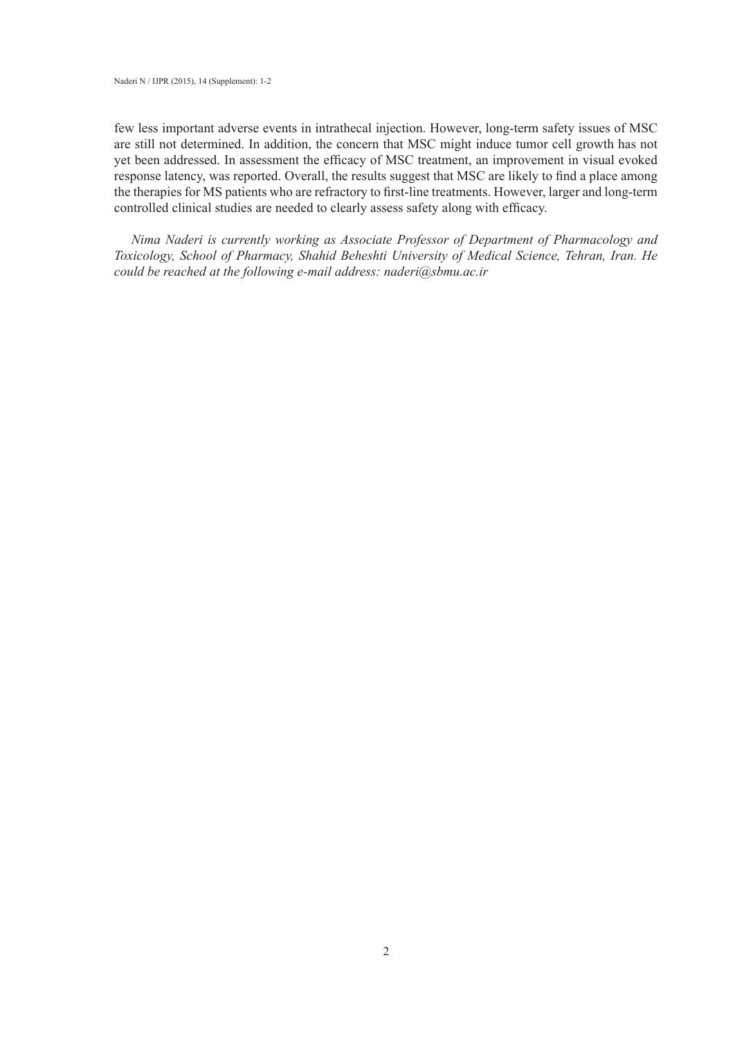few less important adverse events in intrathecal injection. However, long-term safety issues of MSC are still not determined. In addition, the concern that MSC might induce tumor cell growth has not yet been addressed. In assessment the efficacy of MSC treatment, an improvement in visual evoked response latency, was reported. Overall, the results suggest that MSC are likely to find a place among the therapies for MS patients who are refractory to first-line treatments. However, larger and long-term controlled clinical studies are needed to clearly assess safety along with efficacy.

*Nima Naderi is currently working as Associate Professor of Department of Pharmacology and Toxicology, School of Pharmacy, Shahid Beheshti University of Medical Science, Tehran, Iran. He could be reached at the following e-mail address: naderi@sbmu.ac.ir*